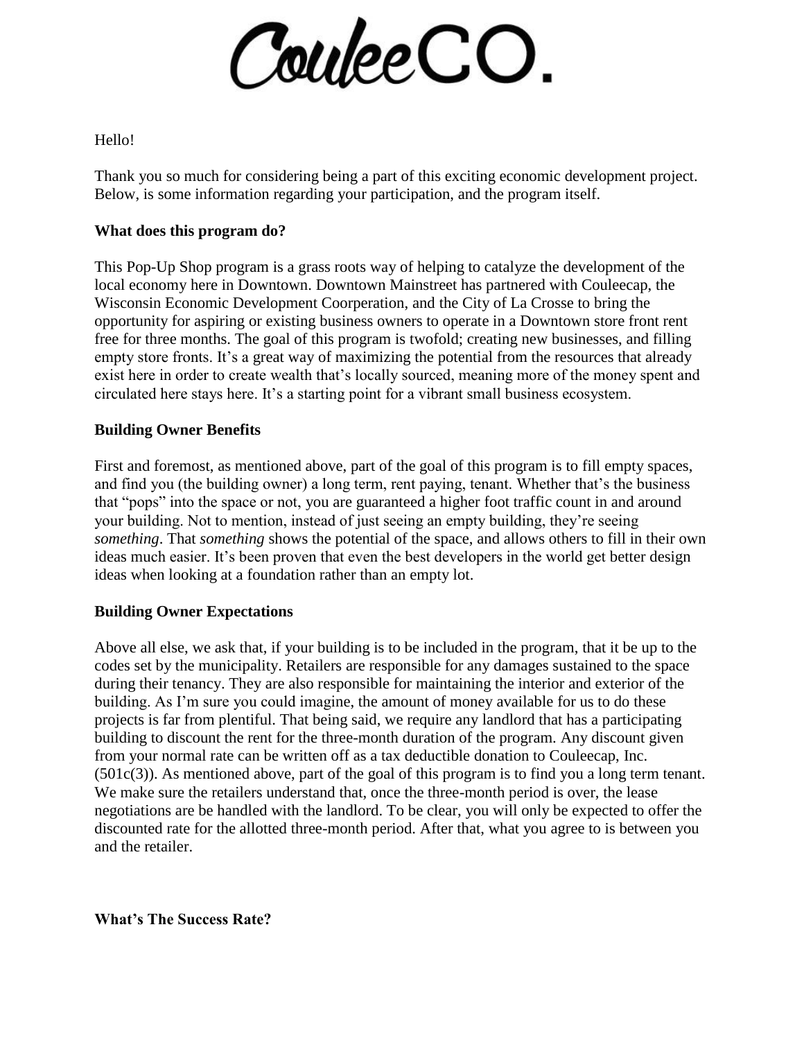# CouleeCO.

Hello!

Thank you so much for considering being a part of this exciting economic development project. Below, is some information regarding your participation, and the program itself.

**What does this program do?**

This Pop-Up Shop program is a grass roots way of helping to catalyze the development of the local economy here in Downtown. Downtown Mainstreet has partnered with Couleecap, the Wisconsin Economic Development Coorperation, and the City of La Crosse to bring the opportunity for aspiring or existing business owners to operate in a Downtown store front rent free for three months. The goal of this program is twofold; creating new businesses, and filling empty store fronts. It's a great way of maximizing the potential from the resources that already exist here in order to create wealth that's locally sourced, meaning more of the money spent and circulated here stays here. It's a starting point for a vibrant small business ecosystem.

**Building Owner Benefits**

First and foremost, as mentioned above, part of the goal of this program is to fill empty spaces, and find you (the building owner) a long term, rent paying, tenant. Whether that's the business that "pops" into the space or not, you are guaranteed a higher foot traffic count in and around your building. Not to mention, instead of just seeing an empty building, they're seeing *something*. That *something* shows the potential of the space, and allows others to fill in their own ideas much easier. It's been proven that even the best developers in the world get better design ideas when looking at a foundation rather than an empty lot.

**Building Owner Expectations**

Above all else, we ask that, if your building is to be included in the program, that it be up to the codes set by the municipality. Retailers are responsible for any damages sustained to the space during their tenancy. They are also responsible for maintaining the interior and exterior of the building. As I'm sure you could imagine, the amount of money available for us to do these projects is far from plentiful. That being said, we require any landlord that has a participating building to discount the rent for the three-month duration of the program. Any discount given from your normal rate can be written off as a tax deductible donation to Couleecap, Inc. (501c(3)). As mentioned above, part of the goal of this program is to find you a long term tenant. We make sure the retailers understand that, once the three-month period is over, the lease negotiations are be handled with the landlord. To be clear, you will only be expected to offer the discounted rate for the allotted three-month period. After that, what you agree to is between you and the retailer.

**What's The Success Rate?**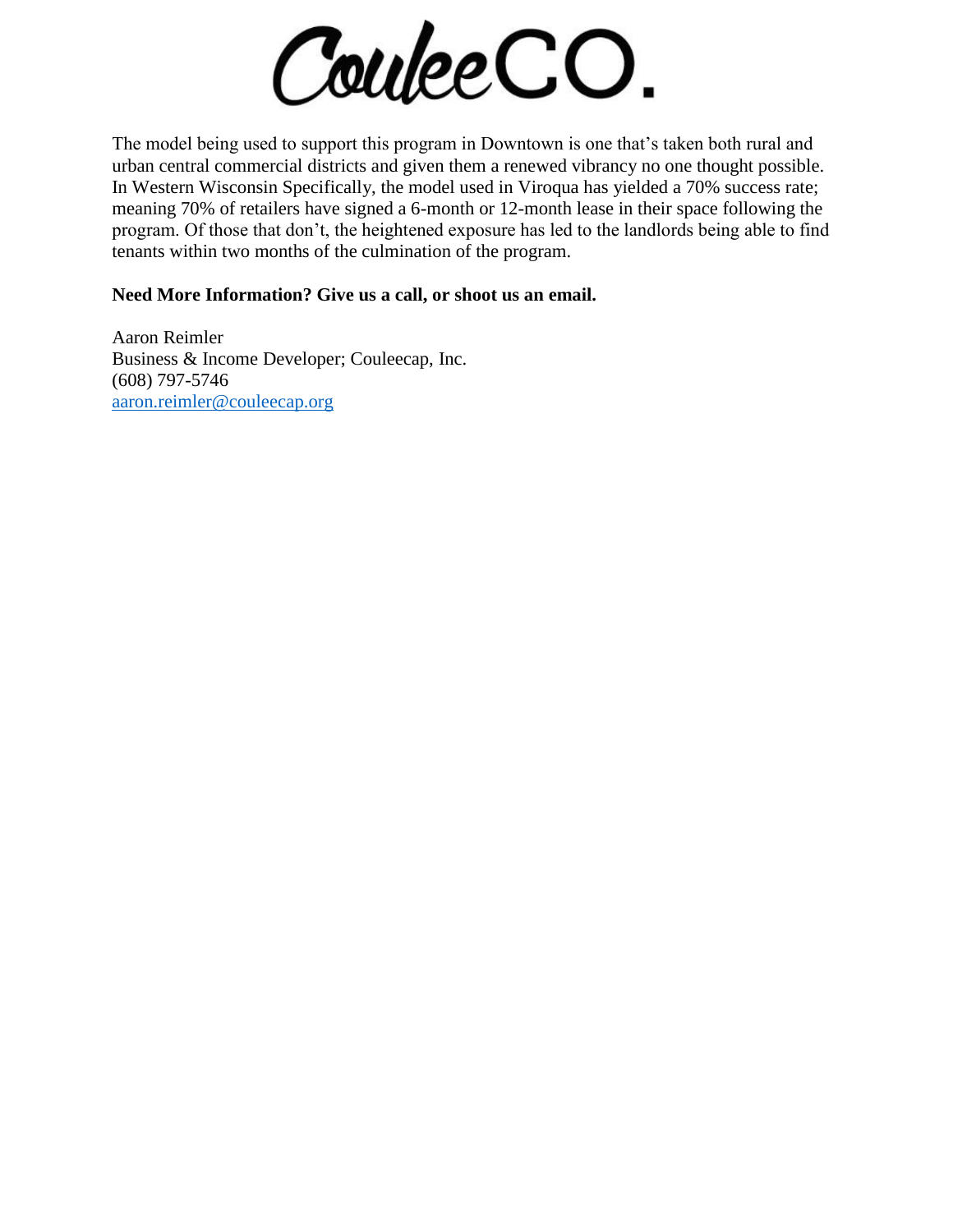CouleeCO.

The model being used to support this program in Downtown is one that's taken both rural and urban central commercial districts and given them a renewed vibrancy no one thought possible. In Western Wisconsin Specifically, the model used in Viroqua has yielded a 70% success rate; meaning 70% of retailers have signed a 6-month or 12-month lease in their space following the program. Of those that don't, the heightened exposure has led to the landlords being able to find tenants within two months of the culmination of the program.

**Need More Information? Give us a call, or shoot us an email.**

Aaron Reimler
Business & Income Developer; Couleecap, Inc.
(608) 797-5746
aaron.reimler@couleecap.org